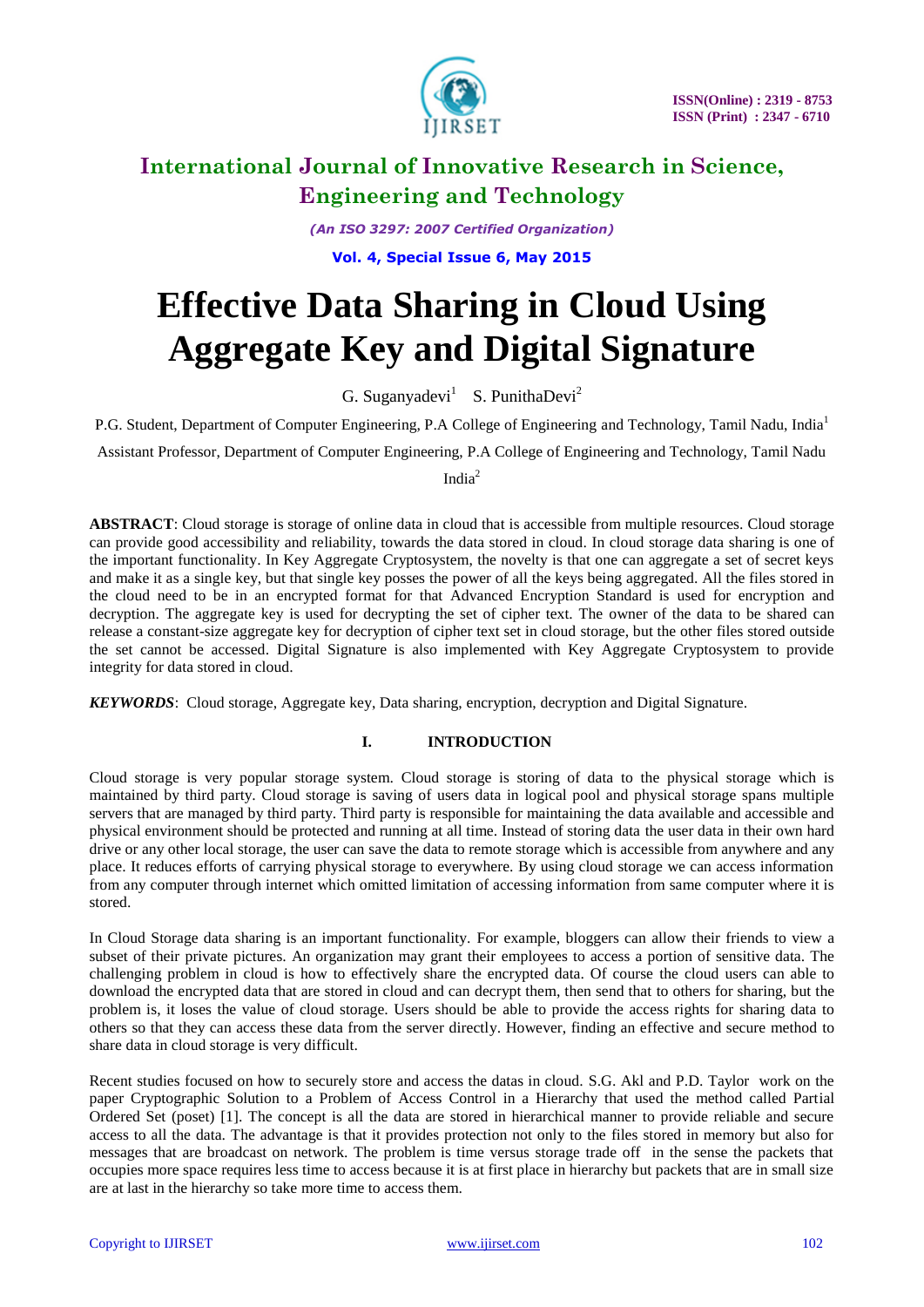# Effective Data Sharing in Cloud Using Aggregate Key and Digital Signature

G. Suganyadevi[1] S. PunithaDevi[2]

P.G. Student, Department of Computer Engineering, P.A College of Engineering and Technology, Tamil Nadu, India[1]

Assistant Professor, Department of Computer Engineering, P.A College of Engineering and Technology, Tamil Nadu India[2]

**ABSTRACT**: Cloud storage is storage of online data in cloud that is accessible from multiple resources. Cloud storage can provide good accessibility and reliability, towards the data stored in cloud. In cloud storage data sharing is one of the important functionality. In Key Aggregate Cryptosystem, the novelty is that one can aggregate a set of secret keys and make it as a single key, but that single key posses the power of all the keys being aggregated. All the files stored in the cloud need to be in an encrypted format for that Advanced Encryption Standard is used for encryption and decryption. The aggregate key is used for decrypting the set of cipher text. The owner of the data to be shared can release a constant-size aggregate key for decryption of cipher text set in cloud storage, but the other files stored outside the set cannot be accessed. Digital Signature is also implemented with Key Aggregate Cryptosystem to provide integrity for data stored in cloud.

***KEYWORDS***: Cloud storage, Aggregate key, Data sharing, encryption, decryption and Digital Signature.

## I. INTRODUCTION

Cloud storage is very popular storage system. Cloud storage is storing of data to the physical storage which is maintained by third party. Cloud storage is saving of users data in logical pool and physical storage spans multiple servers that are managed by third party. Third party is responsible for maintaining the data available and accessible and physical environment should be protected and running at all time. Instead of storing data the user data in their own hard drive or any other local storage, the user can save the data to remote storage which is accessible from anywhere and any place. It reduces efforts of carrying physical storage to everywhere. By using cloud storage we can access information from any computer through internet which omitted limitation of accessing information from same computer where it is stored.

In Cloud Storage data sharing is an important functionality. For example, bloggers can allow their friends to view a subset of their private pictures. An organization may grant their employees to access a portion of sensitive data. The challenging problem in cloud is how to effectively share the encrypted data. Of course the cloud users can able to download the encrypted data that are stored in cloud and can decrypt them, then send that to others for sharing, but the problem is, it loses the value of cloud storage. Users should be able to provide the access rights for sharing data to others so that they can access these data from the server directly. However, finding an effective and secure method to share data in cloud storage is very difficult.

Recent studies focused on how to securely store and access the datas in cloud. S.G. Akl and P.D. Taylor work on the paper Cryptographic Solution to a Problem of Access Control in a Hierarchy that used the method called Partial Ordered Set (poset) [1]. The concept is all the data are stored in hierarchical manner to provide reliable and secure access to all the data. The advantage is that it provides protection not only to the files stored in memory but also for messages that are broadcast on network. The problem is time versus storage trade off in the sense the packets that occupies more space requires less time to access because it is at first place in hierarchy but packets that are in small size are at last in the hierarchy so take more time to access them.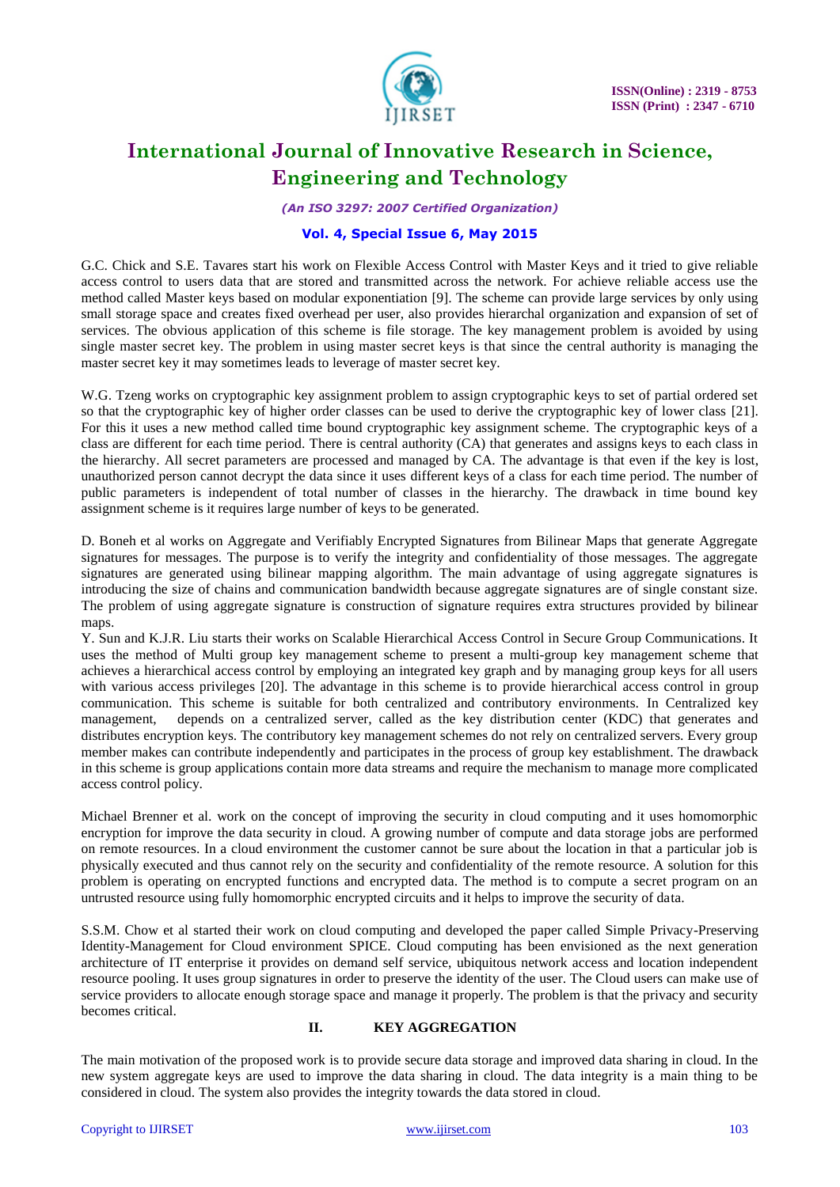G.C. Chick and S.E. Tavares start his work on Flexible Access Control with Master Keys and it tried to give reliable access control to users data that are stored and transmitted across the network. For achieve reliable access use the method called Master keys based on modular exponentiation [9]. The scheme can provide large services by only using small storage space and creates fixed overhead per user, also provides hierarchal organization and expansion of set of services. The obvious application of this scheme is file storage. The key management problem is avoided by using single master secret key. The problem in using master secret keys is that since the central authority is managing the master secret key it may sometimes leads to leverage of master secret key.

W.G. Tzeng works on cryptographic key assignment problem to assign cryptographic keys to set of partial ordered set so that the cryptographic key of higher order classes can be used to derive the cryptographic key of lower class [21]. For this it uses a new method called time bound cryptographic key assignment scheme. The cryptographic keys of a class are different for each time period. There is central authority (CA) that generates and assigns keys to each class in the hierarchy. All secret parameters are processed and managed by CA. The advantage is that even if the key is lost, unauthorized person cannot decrypt the data since it uses different keys of a class for each time period. The number of public parameters is independent of total number of classes in the hierarchy. The drawback in time bound key assignment scheme is it requires large number of keys to be generated.

D. Boneh et al works on Aggregate and Verifiably Encrypted Signatures from Bilinear Maps that generate Aggregate signatures for messages. The purpose is to verify the integrity and confidentiality of those messages. The aggregate signatures are generated using bilinear mapping algorithm. The main advantage of using aggregate signatures is introducing the size of chains and communication bandwidth because aggregate signatures are of single constant size. The problem of using aggregate signature is construction of signature requires extra structures provided by bilinear maps.

Y. Sun and K.J.R. Liu starts their works on Scalable Hierarchical Access Control in Secure Group Communications. It uses the method of Multi group key management scheme to present a multi-group key management scheme that achieves a hierarchical access control by employing an integrated key graph and by managing group keys for all users with various access privileges [20]. The advantage in this scheme is to provide hierarchical access control in group communication. This scheme is suitable for both centralized and contributory environments. In Centralized key management, depends on a centralized server, called as the key distribution center (KDC) that generates and distributes encryption keys. The contributory key management schemes do not rely on centralized servers. Every group member makes can contribute independently and participates in the process of group key establishment. The drawback in this scheme is group applications contain more data streams and require the mechanism to manage more complicated access control policy.

Michael Brenner et al. work on the concept of improving the security in cloud computing and it uses homomorphic encryption for improve the data security in cloud. A growing number of compute and data storage jobs are performed on remote resources. In a cloud environment the customer cannot be sure about the location in that a particular job is physically executed and thus cannot rely on the security and confidentiality of the remote resource. A solution for this problem is operating on encrypted functions and encrypted data. The method is to compute a secret program on an untrusted resource using fully homomorphic encrypted circuits and it helps to improve the security of data.

S.S.M. Chow et al started their work on cloud computing and developed the paper called Simple Privacy-Preserving Identity-Management for Cloud environment SPICE. Cloud computing has been envisioned as the next generation architecture of IT enterprise it provides on demand self service, ubiquitous network access and location independent resource pooling. It uses group signatures in order to preserve the identity of the user. The Cloud users can make use of service providers to allocate enough storage space and manage it properly. The problem is that the privacy and security becomes critical.

## II. KEY AGGREGATION

The main motivation of the proposed work is to provide secure data storage and improved data sharing in cloud. In the new system aggregate keys are used to improve the data sharing in cloud. The data integrity is a main thing to be considered in cloud. The system also provides the integrity towards the data stored in cloud.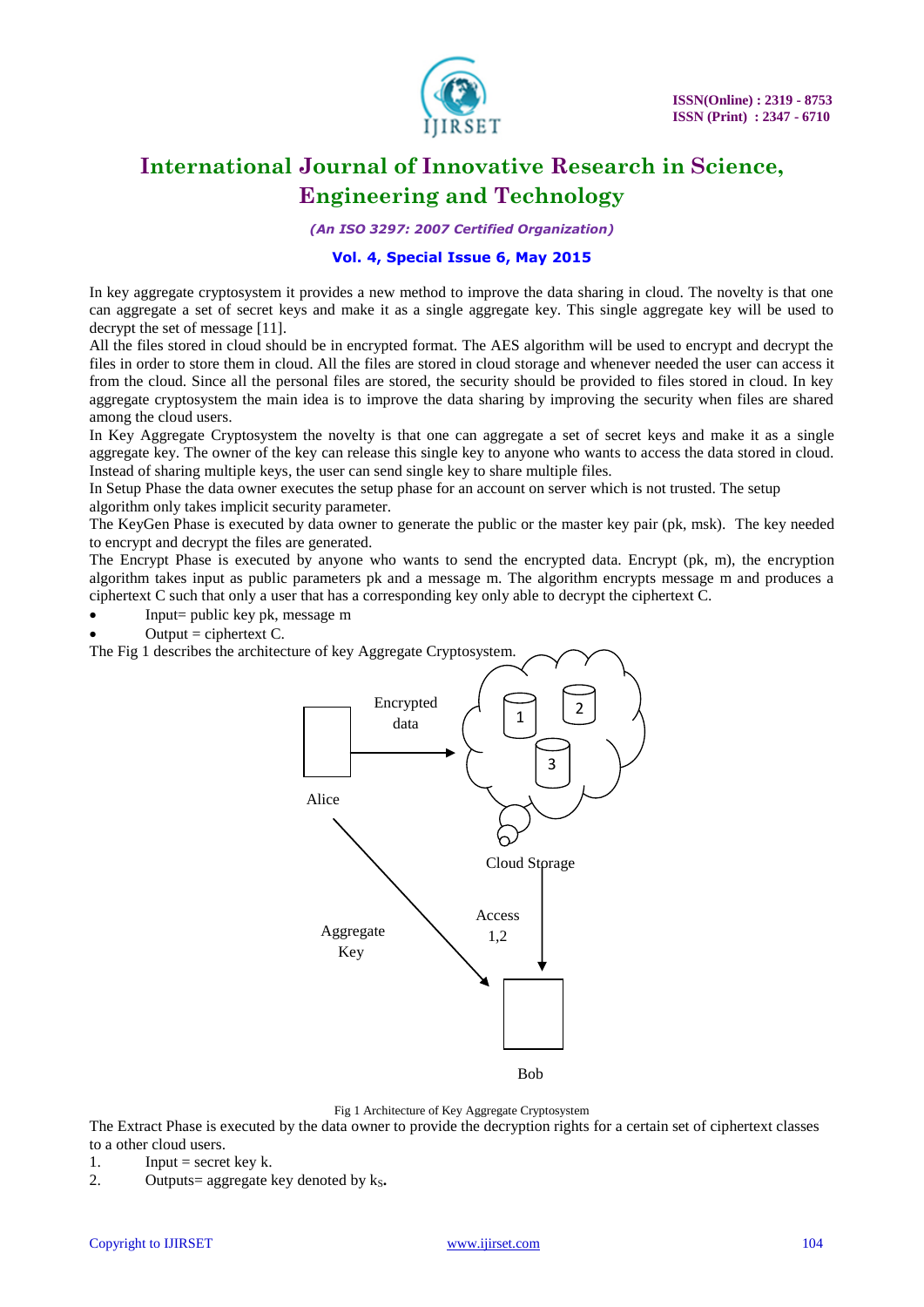In key aggregate cryptosystem it provides a new method to improve the data sharing in cloud. The novelty is that one can aggregate a set of secret keys and make it as a single aggregate key. This single aggregate key will be used to decrypt the set of message [11].

All the files stored in cloud should be in encrypted format. The AES algorithm will be used to encrypt and decrypt the files in order to store them in cloud. All the files are stored in cloud storage and whenever needed the user can access it from the cloud. Since all the personal files are stored, the security should be provided to files stored in cloud. In key aggregate cryptosystem the main idea is to improve the data sharing by improving the security when files are shared among the cloud users.

In Key Aggregate Cryptosystem the novelty is that one can aggregate a set of secret keys and make it as a single aggregate key. The owner of the key can release this single key to anyone who wants to access the data stored in cloud. Instead of sharing multiple keys, the user can send single key to share multiple files.

In Setup Phase the data owner executes the setup phase for an account on server which is not trusted. The setup algorithm only takes implicit security parameter.

The KeyGen Phase is executed by data owner to generate the public or the master key pair (pk, msk). The key needed to encrypt and decrypt the files are generated.

The Encrypt Phase is executed by anyone who wants to send the encrypted data. Encrypt (pk, m), the encryption algorithm takes input as public parameters pk and a message m. The algorithm encrypts message m and produces a ciphertext C such that only a user that has a corresponding key only able to decrypt the ciphertext C.

- Input= public key pk, message m
- Output = ciphertext C.

The Fig 1 describes the architecture of key Aggregate Cryptosystem.

Fig 1 Architecture of Key Aggregate Cryptosystem

The Extract Phase is executed by the data owner to provide the decryption rights for a certain set of ciphertext classes to a other cloud users.

1. Input = secret key k.
2. Outputs= aggregate key denoted by $k_S$.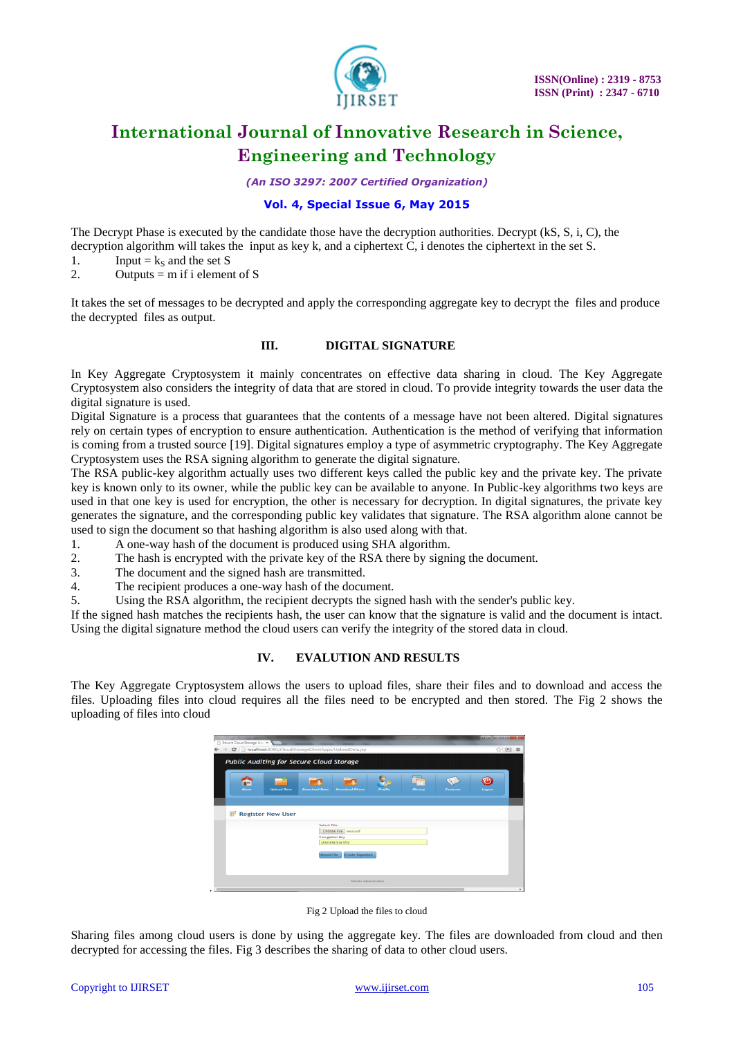The Decrypt Phase is executed by the candidate those have the decryption authorities. Decrypt (kS, S, i, C), the decryption algorithm will takes the input as key k, and a ciphertext C, i denotes the ciphertext in the set S.

1. Input = $k_S$ and the set S
2. Outputs = m if i element of S

It takes the set of messages to be decrypted and apply the corresponding aggregate key to decrypt the files and produce the decrypted files as output.

## III. DIGITAL SIGNATURE

In Key Aggregate Cryptosystem it mainly concentrates on effective data sharing in cloud. The Key Aggregate Cryptosystem also considers the integrity of data that are stored in cloud. To provide integrity towards the user data the digital signature is used.

Digital Signature is a process that guarantees that the contents of a message have not been altered. Digital signatures rely on certain types of encryption to ensure authentication. Authentication is the method of verifying that information is coming from a trusted source [19]. Digital signatures employ a type of asymmetric cryptography. The Key Aggregate Cryptosystem uses the RSA signing algorithm to generate the digital signature.

The RSA public-key algorithm actually uses two different keys called the public key and the private key. The private key is known only to its owner, while the public key can be available to anyone. In Public-key algorithms two keys are used in that one key is used for encryption, the other is necessary for decryption. In digital signatures, the private key generates the signature, and the corresponding public key validates that signature. The RSA algorithm alone cannot be used to sign the document so that hashing algorithm is also used along with that.

1. A one-way hash of the document is produced using SHA algorithm.
2. The hash is encrypted with the private key of the RSA there by signing the document.
3. The document and the signed hash are transmitted.
4. The recipient produces a one-way hash of the document.
5. Using the RSA algorithm, the recipient decrypts the signed hash with the sender's public key.

If the signed hash matches the recipients hash, the user can know that the signature is valid and the document is intact. Using the digital signature method the cloud users can verify the integrity of the stored data in cloud.

## IV. EVALUTION AND RESULTS

The Key Aggregate Cryptosystem allows the users to upload files, share their files and to download and access the files. Uploading files into cloud requires all the files need to be encrypted and then stored. The Fig 2 shows the uploading of files into cloud

Fig 2 Upload the files to cloud

Sharing files among cloud users is done by using the aggregate key. The files are downloaded from cloud and then decrypted for accessing the files. Fig 3 describes the sharing of data to other cloud users.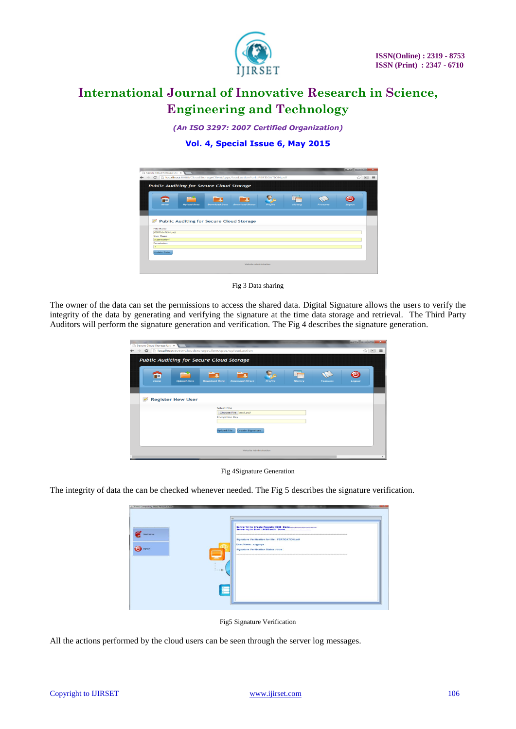Fig 3 Data sharing

The owner of the data can set the permissions to access the shared data. Digital Signature allows the users to verify the integrity of the data by generating and verifying the signature at the time data storage and retrieval. The Third Party Auditors will perform the signature generation and verification. The Fig 4 describes the signature generation.

Fig 4Signature Generation

The integrity of data the can be checked whenever needed. The Fig 5 describes the signature verification.

Fig5 Signature Verification

All the actions performed by the cloud users can be seen through the server log messages.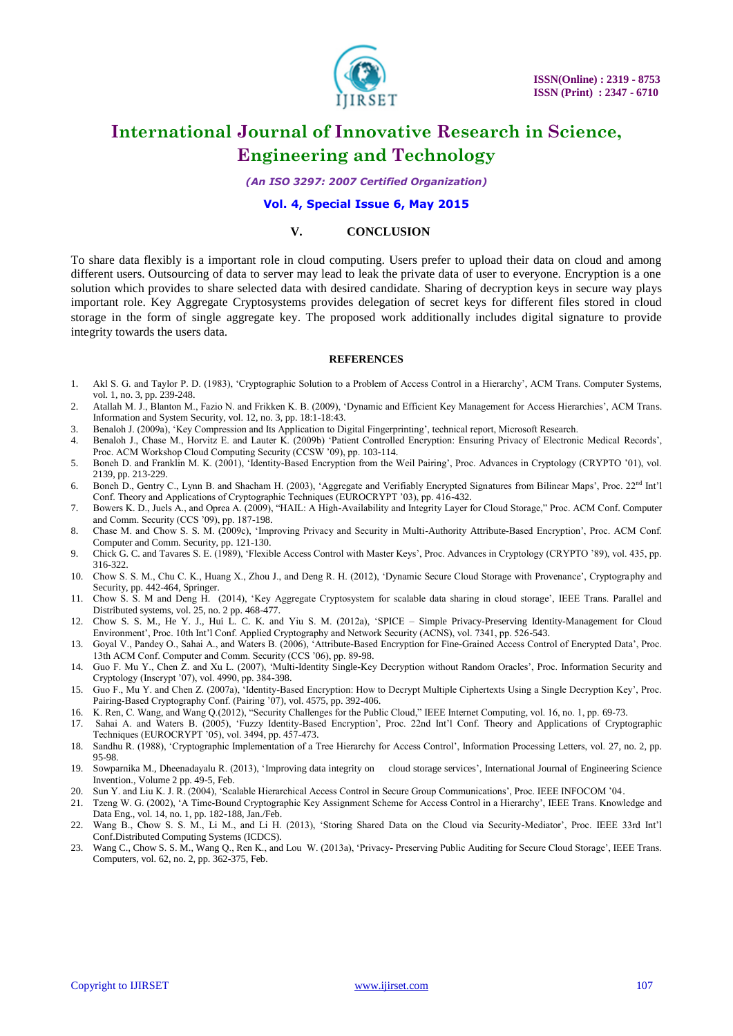## V. CONCLUSION

To share data flexibly is a important role in cloud computing. Users prefer to upload their data on cloud and among different users. Outsourcing of data to server may lead to leak the private data of user to everyone. Encryption is a one solution which provides to share selected data with desired candidate. Sharing of decryption keys in secure way plays important role. Key Aggregate Cryptosystems provides delegation of secret keys for different files stored in cloud storage in the form of single aggregate key. The proposed work additionally includes digital signature to provide integrity towards the users data.

## REFERENCES

1. Akl S. G. and Taylor P. D. (1983), 'Cryptographic Solution to a Problem of Access Control in a Hierarchy', ACM Trans. Computer Systems, vol. 1, no. 3, pp. 239-248.
2. Atallah M. J., Blanton M., Fazio N. and Frikken K. B. (2009), 'Dynamic and Efficient Key Management for Access Hierarchies', ACM Trans. Information and System Security, vol. 12, no. 3, pp. 18:1-18:43.
3. Benaloh J. (2009a), 'Key Compression and Its Application to Digital Fingerprinting', technical report, Microsoft Research.
4. Benaloh J., Chase M., Horvitz E. and Lauter K. (2009b) 'Patient Controlled Encryption: Ensuring Privacy of Electronic Medical Records', Proc. ACM Workshop Cloud Computing Security (CCSW '09), pp. 103-114.
5. Boneh D. and Franklin M. K. (2001), 'Identity-Based Encryption from the Weil Pairing', Proc. Advances in Cryptology (CRYPTO '01), vol. 2139, pp. 213-229.
6. Boneh D., Gentry C., Lynn B. and Shacham H. (2003), 'Aggregate and Verifiably Encrypted Signatures from Bilinear Maps', Proc. 22nd Int'l Conf. Theory and Applications of Cryptographic Techniques (EUROCRYPT '03), pp. 416-432.
7. Bowers K. D., Juels A., and Oprea A. (2009), "HAIL: A High-Availability and Integrity Layer for Cloud Storage," Proc. ACM Conf. Computer and Comm. Security (CCS '09), pp. 187-198.
8. Chase M. and Chow S. S. M. (2009c), 'Improving Privacy and Security in Multi-Authority Attribute-Based Encryption', Proc. ACM Conf. Computer and Comm. Security, pp. 121-130.
9. Chick G. C. and Tavares S. E. (1989), 'Flexible Access Control with Master Keys', Proc. Advances in Cryptology (CRYPTO '89), vol. 435, pp. 316-322.
10. Chow S. S. M., Chu C. K., Huang X., Zhou J., and Deng R. H. (2012), 'Dynamic Secure Cloud Storage with Provenance', Cryptography and Security, pp. 442-464, Springer.
11. Chow S. S. M and Deng H. (2014), 'Key Aggregate Cryptosystem for scalable data sharing in cloud storage', IEEE Trans. Parallel and Distributed systems, vol. 25, no. 2 pp. 468-477.
12. Chow S. S. M., He Y. J., Hui L. C. K. and Yiu S. M. (2012a), 'SPICE – Simple Privacy-Preserving Identity-Management for Cloud Environment', Proc. 10th Int'l Conf. Applied Cryptography and Network Security (ACNS), vol. 7341, pp. 526-543.
13. Goyal V., Pandey O., Sahai A., and Waters B. (2006), 'Attribute-Based Encryption for Fine-Grained Access Control of Encrypted Data', Proc. 13th ACM Conf. Computer and Comm. Security (CCS '06), pp. 89-98.
14. Guo F. Mu Y., Chen Z. and Xu L. (2007), 'Multi-Identity Single-Key Decryption without Random Oracles', Proc. Information Security and Cryptology (Inscrypt '07), vol. 4990, pp. 384-398.
15. Guo F., Mu Y. and Chen Z. (2007a), 'Identity-Based Encryption: How to Decrypt Multiple Ciphertexts Using a Single Decryption Key', Proc. Pairing-Based Cryptography Conf. (Pairing '07), vol. 4575, pp. 392-406.
16. K. Ren, C. Wang, and Wang Q.(2012), "Security Challenges for the Public Cloud," IEEE Internet Computing, vol. 16, no. 1, pp. 69-73.
17. Sahai A. and Waters B. (2005), 'Fuzzy Identity-Based Encryption', Proc. 22nd Int'l Conf. Theory and Applications of Cryptographic Techniques (EUROCRYPT '05), vol. 3494, pp. 457-473.
18. Sandhu R. (1988), 'Cryptographic Implementation of a Tree Hierarchy for Access Control', Information Processing Letters, vol. 27, no. 2, pp. 95-98.
19. Sowparnika M., Dheenadayalu R. (2013), 'Improving data integrity on cloud storage services', International Journal of Engineering Science Invention., Volume 2 pp. 49-5, Feb.
20. Sun Y. and Liu K. J. R. (2004), 'Scalable Hierarchical Access Control in Secure Group Communications', Proc. IEEE INFOCOM '04.
21. Tzeng W. G. (2002), 'A Time-Bound Cryptographic Key Assignment Scheme for Access Control in a Hierarchy', IEEE Trans. Knowledge and Data Eng., vol. 14, no. 1, pp. 182-188, Jan./Feb.
22. Wang B., Chow S. S. M., Li M., and Li H. (2013), 'Storing Shared Data on the Cloud via Security-Mediator', Proc. IEEE 33rd Int'l Conf.Distributed Computing Systems (ICDCS).
23. Wang C., Chow S. S. M., Wang Q., Ren K., and Lou W. (2013a), 'Privacy- Preserving Public Auditing for Secure Cloud Storage', IEEE Trans. Computers, vol. 62, no. 2, pp. 362-375, Feb.